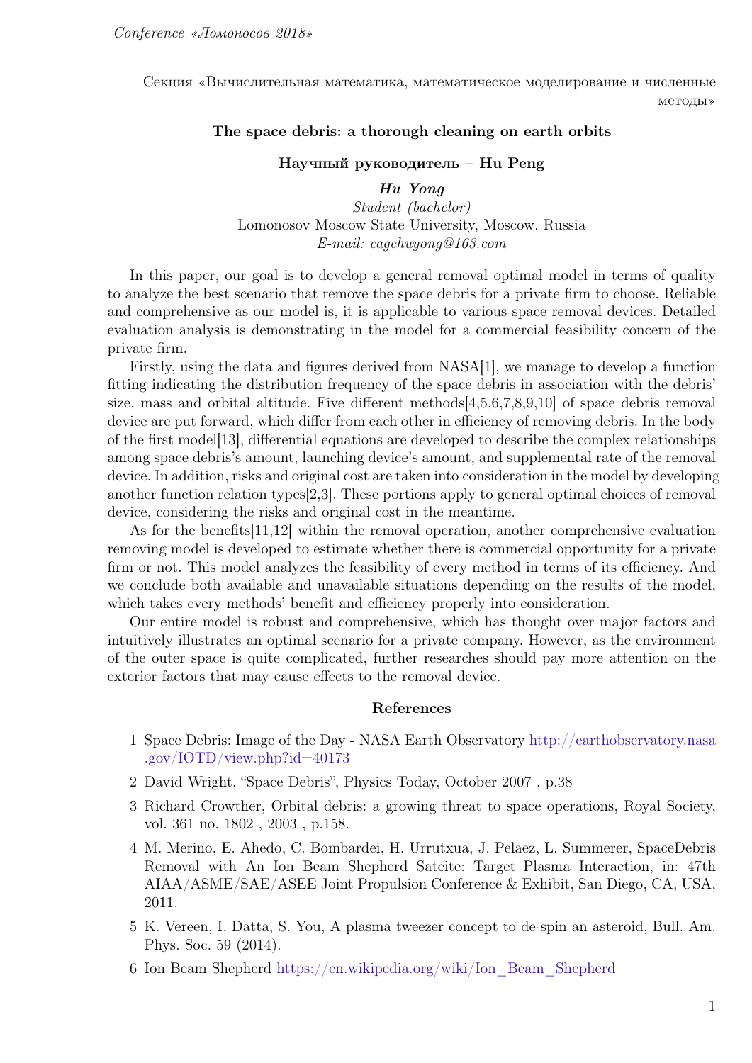Секция «Вычислительная математика, математическое моделирование и численные методы»

## The space debris: a thorough cleaning on earth orbits

**Научный руководитель – Hu Peng**

***Hu Yong***

*Student (bachelor)*

Lomonosov Moscow State University, Moscow, Russia

*E-mail: cagehuyong@163.com*

In this paper, our goal is to develop a general removal optimal model in terms of quality to analyze the best scenario that remove the space debris for a private firm to choose. Reliable and comprehensive as our model is, it is applicable to various space removal devices. Detailed evaluation analysis is demonstrating in the model for a commercial feasibility concern of the private firm.

Firstly, using the data and figures derived from NASA[1], we manage to develop a function fitting indicating the distribution frequency of the space debris in association with the debris' size, mass and orbital altitude. Five different methods[4,5,6,7,8,9,10] of space debris removal device are put forward, which differ from each other in efficiency of removing debris. In the body of the first model[13], differential equations are developed to describe the complex relationships among space debris's amount, launching device's amount, and supplemental rate of the removal device. In addition, risks and original cost are taken into consideration in the model by developing another function relation types[2,3]. These portions apply to general optimal choices of removal device, considering the risks and original cost in the meantime.

As for the benefits[11,12] within the removal operation, another comprehensive evaluation removing model is developed to estimate whether there is commercial opportunity for a private firm or not. This model analyzes the feasibility of every method in terms of its efficiency. And we conclude both available and unavailable situations depending on the results of the model, which takes every methods' benefit and efficiency properly into consideration.

Our entire model is robust and comprehensive, which has thought over major factors and intuitively illustrates an optimal scenario for a private company. However, as the environment of the outer space is quite complicated, further researches should pay more attention on the exterior factors that may cause effects to the removal device.

### References

1. Space Debris: Image of the Day - NASA Earth Observatory http://earthobservatory.nasa.gov/IOTD/view.php?id=40173
2. David Wright, "Space Debris", Physics Today, October 2007 , p.38
3. Richard Crowther, Orbital debris: a growing threat to space operations, Royal Society, vol. 361 no. 1802 , 2003 , p.158.
4. M. Merino, E. Ahedo, C. Bombardei, H. Urrutxua, J. Pelaez, L. Summerer, SpaceDebris Removal with An Ion Beam Shepherd Sateite: Target–Plasma Interaction, in: 47th AIAA/ASME/SAE/ASEE Joint Propulsion Conference & Exhibit, San Diego, CA, USA, 2011.
5. K. Vereen, I. Datta, S. You, A plasma tweezer concept to de-spin an asteroid, Bull. Am. Phys. Soc. 59 (2014).
6. Ion Beam Shepherd https://en.wikipedia.org/wiki/Ion_Beam_Shepherd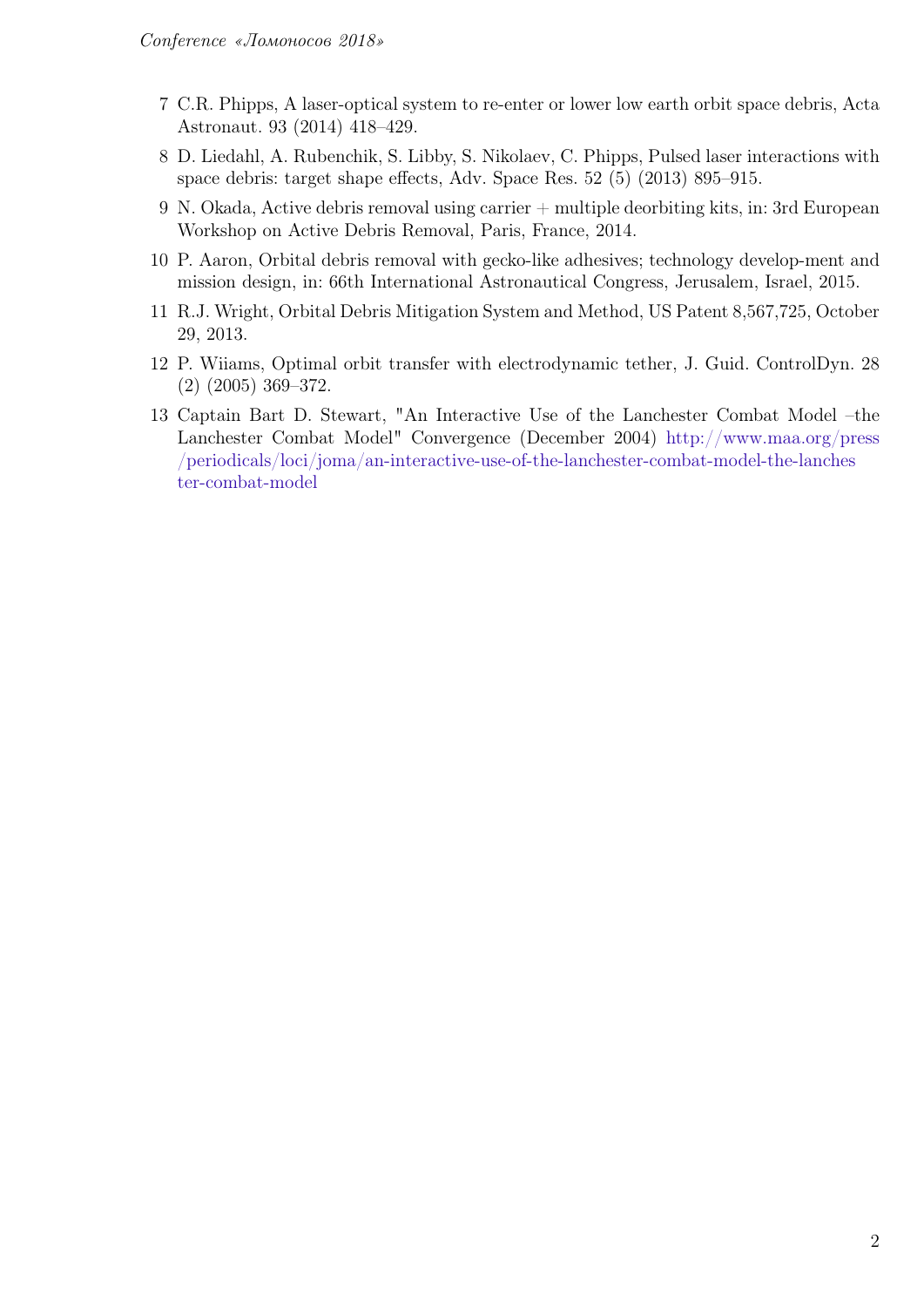7 C.R. Phipps, A laser-optical system to re-enter or lower low earth orbit space debris, Acta Astronaut. 93 (2014) 418–429.

8 D. Liedahl, A. Rubenchik, S. Libby, S. Nikolaev, C. Phipps, Pulsed laser interactions with space debris: target shape effects, Adv. Space Res. 52 (5) (2013) 895–915.

9 N. Okada, Active debris removal using carrier + multiple deorbiting kits, in: 3rd European Workshop on Active Debris Removal, Paris, France, 2014.

10 P. Aaron, Orbital debris removal with gecko-like adhesives; technology develop-ment and mission design, in: 66th International Astronautical Congress, Jerusalem, Israel, 2015.

11 R.J. Wright, Orbital Debris Mitigation System and Method, US Patent 8,567,725, October 29, 2013.

12 P. Wiiams, Optimal orbit transfer with electrodynamic tether, J. Guid. ControlDyn. 28 (2) (2005) 369–372.

13 Captain Bart D. Stewart, "An Interactive Use of the Lanchester Combat Model –the Lanchester Combat Model" Convergence (December 2004) http://www.maa.org/press/periodicals/loci/joma/an-interactive-use-of-the-lanchester-combat-model-the-lanchester-combat-model